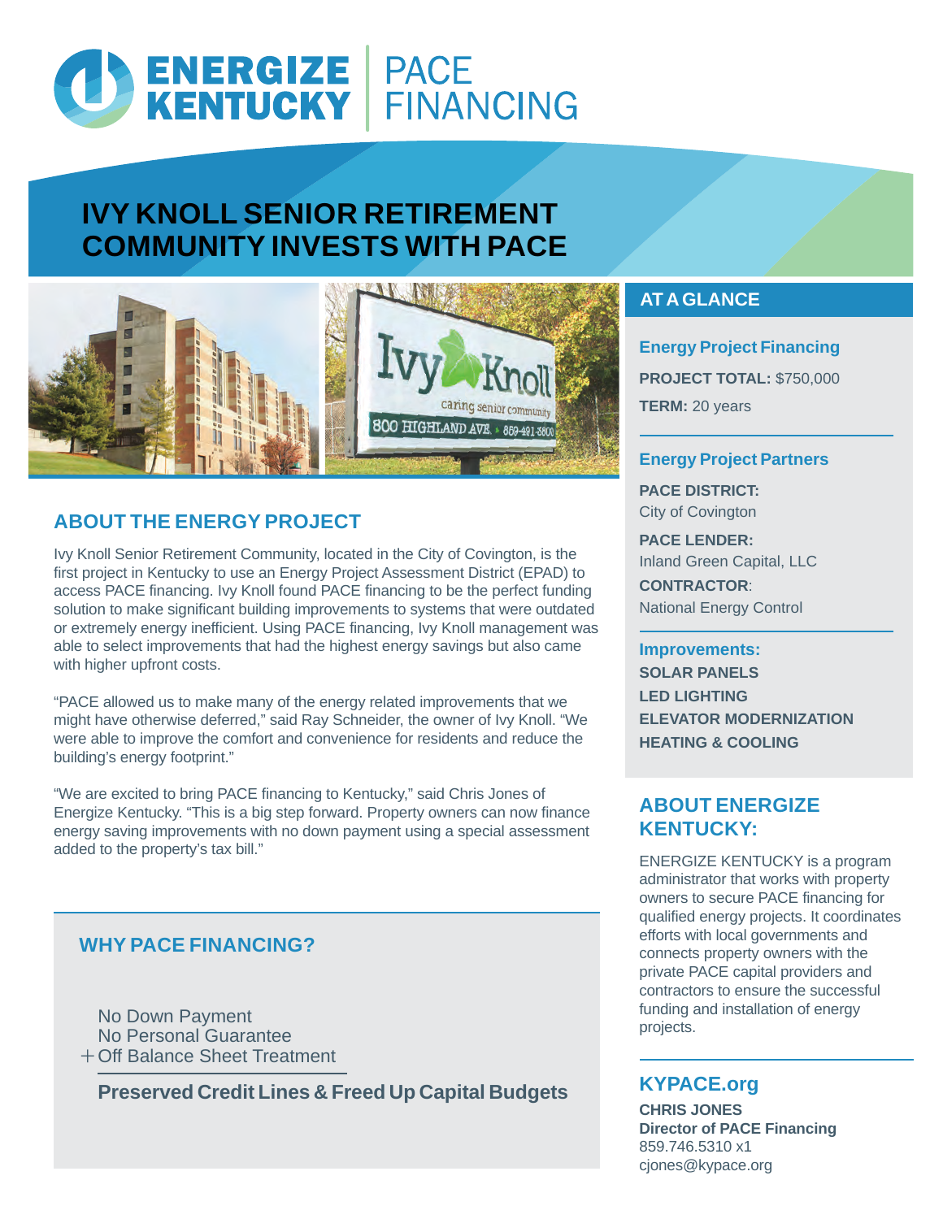# ENERGIZE KENTUCKY | PACE FINANCING

## IVY KNOLL SENIOR RETIREMENT COMMUNITY INVESTS WITH PACE

## ABOUT THE ENERGY PROJECT

Ivy Knoll Senior Retirement Community, located in the City of Covington, is the first project in Kentucky to use an Energy Project Assessment District (EPAD) to access PACE financing. Ivy Knoll found PACE financing to be the perfect funding solution to make significant building improvements to systems that were outdated or extremely energy inefficient. Using PACE financing, Ivy Knoll management was able to select improvements that had the highest energy savings but also came with higher upfront costs.

"PACE allowed us to make many of the energy related improvements that we might have otherwise deferred," said Ray Schneider, the owner of Ivy Knoll. "We were able to improve the comfort and convenience for residents and reduce the building's energy footprint."

"We are excited to bring PACE financing to Kentucky," said Chris Jones of Energize Kentucky. "This is a big step forward. Property owners can now finance energy saving improvements with no down payment using a special assessment added to the property's tax bill."

## WHY PACE FINANCING?

No Down Payment
No Personal Guarantee
+ Off Balance Sheet Treatment

**Preserved Credit Lines & Freed Up Capital Budgets**

## AT A GLANCE

### Energy Project Financing

**PROJECT TOTAL:** $750,000

**TERM:** 20 years

### Energy Project Partners

**PACE DISTRICT:**
City of Covington

**PACE LENDER:**
Inland Green Capital, LLC

**CONTRACTOR**:
National Energy Control

### Improvements:

**SOLAR PANELS**
**LED LIGHTING**
**ELEVATOR MODERNIZATION**
**HEATING & COOLING**

## ABOUT ENERGIZE KENTUCKY:

ENERGIZE KENTUCKY is a program administrator that works with property owners to secure PACE financing for qualified energy projects. It coordinates efforts with local governments and connects property owners with the private PACE capital providers and contractors to ensure the successful funding and installation of energy projects.

## KYPACE.org

**CHRIS JONES**
**Director of PACE Financing**
859.746.5310 x1
cjones@kypace.org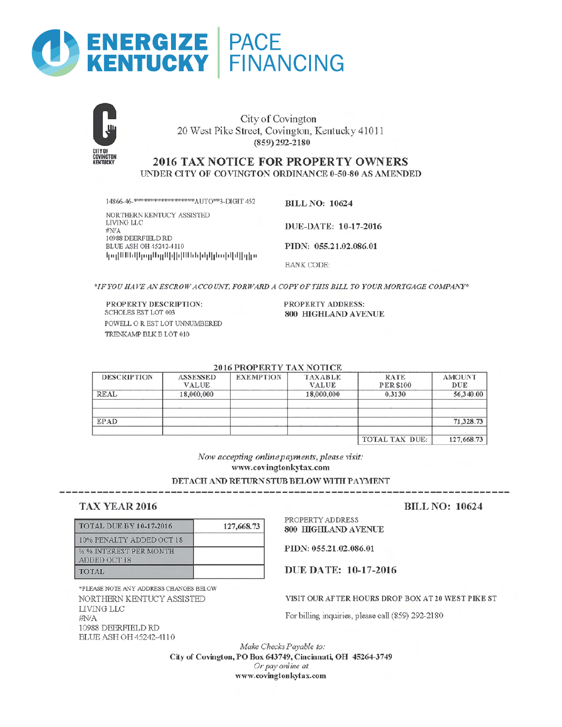# ENERGIZE KENTUCKY | PACE FINANCING

City of Covington
20 West Pike Street, Covington, Kentucky 41011
(859) 292-2180

CITY OF COVINGTON KENTUCKY

## 2016 TAX NOTICE FOR PROPERTY OWNERS

UNDER CITY OF COVINGTON ORDINANCE 0-50-80 AS AMENDED

14866-46-*******************AUTO**3-DIGIT 452

NORTHERN KENTUCY ASSISTED
LIVING LLC
#N/A
10988 DEERFIELD RD
BLUE ASH OH 45242-4110

**BILL NO: 10624**

**DUE-DATE: 10-17-2016**

**PIDN: 055.21.02.086.01**

BANK CODE:

*\*IF YOU HAVE AN ESCROW ACCOUNT, FORWARD A COPY OF THIS BILL TO YOUR MORTGAGE COMPANY\**

PROPERTY DESCRIPTION:
SCHOLES EST LOT 003
POWELL O R EST LOT UNNUMBERED
TRENKAMP BLK B LOT 010

PROPERTY ADDRESS:
**800 HIGHLAND AVENUE**

**2016 PROPERTY TAX NOTICE**

| DESCRIPTION | ASSESSED VALUE | EXEMPTION | TAXABLE VALUE | RATE PER $100 | AMOUNT DUE |
|---|---|---|---|---|---|
| REAL | 18,000,000 | | 18,000,000 | 0.3130 | 56,340.00 |
| | | | | | |
| | | | | | |
| EPAD | | | | | 71,328.73 |
| | | | | | |
| | | | | TOTAL TAX DUE: | 127,668.73 |

*Now accepting online payments, please visit:*
**www.covingtonkytax.com**

DETACH AND RETURN STUB BELOW WITH PAYMENT

---

**TAX YEAR 2016**

**BILL NO: 10624**

| | |
|---|---|
| TOTAL DUE BY 10-17-2016 | 127,668.73 |
| 10% PENALTY ADDED OCT 18 | |
| ½ % INTEREST PER MONTH ADDED OCT 18 | |
| TOTAL | |

PROPERTY ADDRESS
**800 HIGHLAND AVENUE**

**PIDN: 055.21.02.086.01**

**DUE DATE: 10-17-2016**

\*PLEASE NOTE ANY ADDRESS CHANGES BELOW
NORTHERN KENTUCY ASSISTED
LIVING LLC
#N/A
10988 DEERFIELD RD
BLUE ASH OH 45242-4110

VISIT OUR AFTER HOURS DROP BOX AT 20 WEST PIKE ST

For billing inquiries, please call (859) 292-2180

*Make Checks Payable to:*
**City of Covington, PO Box 643749, Cincinnati, OH 45264-3749**
*Or pay online at*
**www.covingtonkytax.com**